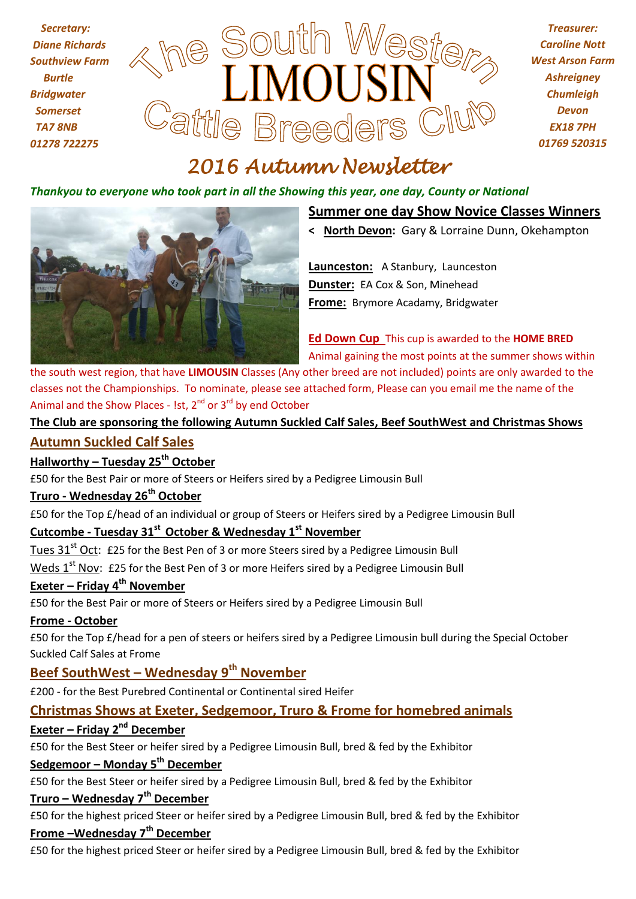*Secretary:*
*Diane Richards*
*Southview Farm*
*Burtle*
*Bridgwater*
*Somerset*
*TA7 8NB*
*01278 722275*

# The South Western LIMOUSIN Cattle Breeders Club

*Treasurer:*
*Caroline Nott*
*West Arson Farm*
*Ashreigney*
*Chumleigh*
*Devon*
*EX18 7PH*
*01769 520315*

## *2016 Autumn Newsletter*

***Thankyou to everyone who took part in all the Showing this year, one day, County or National***

### Summer one day Show Novice Classes Winners

< **North Devon:** Gary & Lorraine Dunn, Okehampton

**Launceston:** A Stanbury, Launceston
**Dunster:** EA Cox & Son, Minehead
**Frome:** Brymore Acadamy, Bridgwater

**Ed Down Cup** This cup is awarded to the **HOME BRED** Animal gaining the most points at the summer shows within the south west region, that have **LIMOUSIN** Classes (Any other breed are not included) points are only awarded to the classes not the Championships. To nominate, please see attached form, Please can you email me the name of the Animal and the Show Places - !st, 2nd or 3rd by end October

**The Club are sponsoring the following Autumn Suckled Calf Sales, Beef SouthWest and Christmas Shows**

## Autumn Suckled Calf Sales

**Hallworthy – Tuesday 25th October**

£50 for the Best Pair or more of Steers or Heifers sired by a Pedigree Limousin Bull

**Truro - Wednesday 26th October**

£50 for the Top £/head of an individual or group of Steers or Heifers sired by a Pedigree Limousin Bull

**Cutcombe - Tuesday 31st October & Wednesday 1st November**

Tues 31st Oct: £25 for the Best Pen of 3 or more Steers sired by a Pedigree Limousin Bull
Weds 1st Nov: £25 for the Best Pen of 3 or more Heifers sired by a Pedigree Limousin Bull

**Exeter – Friday 4th November**

£50 for the Best Pair or more of Steers or Heifers sired by a Pedigree Limousin Bull

**Frome - October**

£50 for the Top £/head for a pen of steers or heifers sired by a Pedigree Limousin bull during the Special October Suckled Calf Sales at Frome

## Beef SouthWest – Wednesday 9th November

£200 - for the Best Purebred Continental or Continental sired Heifer

## Christmas Shows at Exeter, Sedgemoor, Truro & Frome for homebred animals

**Exeter – Friday 2nd December**

£50 for the Best Steer or heifer sired by a Pedigree Limousin Bull, bred & fed by the Exhibitor

**Sedgemoor – Monday 5th December**

£50 for the Best Steer or heifer sired by a Pedigree Limousin Bull, bred & fed by the Exhibitor

**Truro – Wednesday 7th December**

£50 for the highest priced Steer or heifer sired by a Pedigree Limousin Bull, bred & fed by the Exhibitor

**Frome –Wednesday 7th December**

£50 for the highest priced Steer or heifer sired by a Pedigree Limousin Bull, bred & fed by the Exhibitor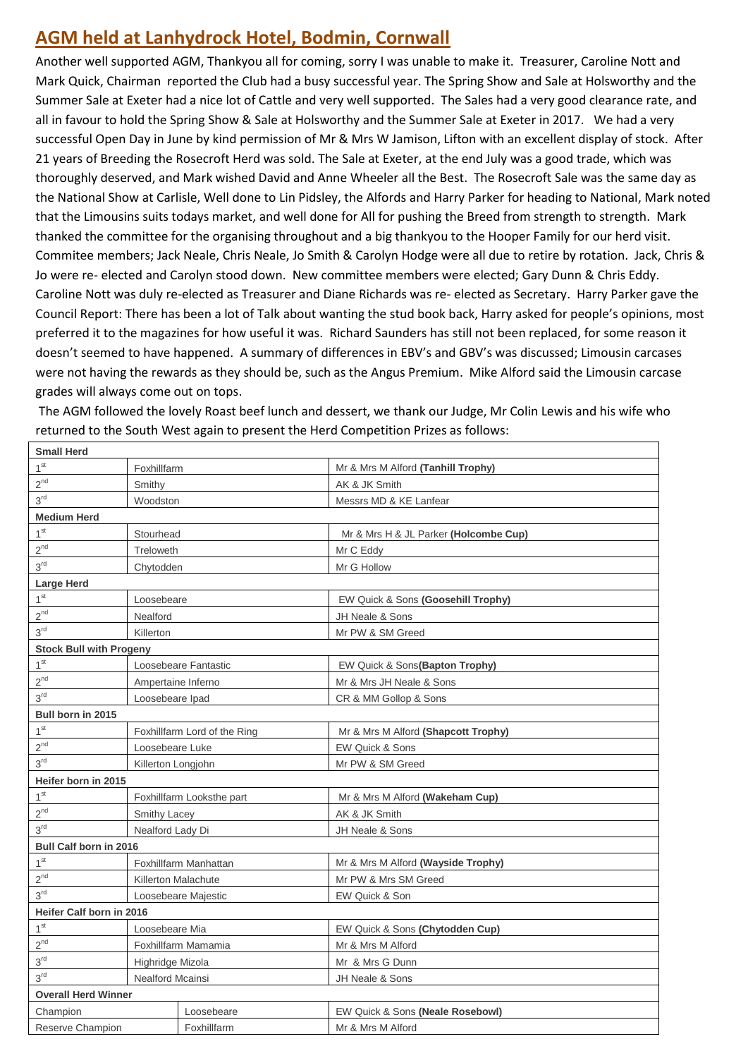## AGM held at Lanhydrock Hotel, Bodmin, Cornwall

Another well supported AGM, Thankyou all for coming, sorry I was unable to make it. Treasurer, Caroline Nott and Mark Quick, Chairman reported the Club had a busy successful year. The Spring Show and Sale at Holsworthy and the Summer Sale at Exeter had a nice lot of Cattle and very well supported. The Sales had a very good clearance rate, and all in favour to hold the Spring Show & Sale at Holsworthy and the Summer Sale at Exeter in 2017. We had a very successful Open Day in June by kind permission of Mr & Mrs W Jamison, Lifton with an excellent display of stock. After 21 years of Breeding the Rosecroft Herd was sold. The Sale at Exeter, at the end July was a good trade, which was thoroughly deserved, and Mark wished David and Anne Wheeler all the Best. The Rosecroft Sale was the same day as the National Show at Carlisle, Well done to Lin Pidsley, the Alfords and Harry Parker for heading to National, Mark noted that the Limousins suits todays market, and well done for All for pushing the Breed from strength to strength. Mark thanked the committee for the organising throughout and a big thankyou to the Hooper Family for our herd visit. Commitee members; Jack Neale, Chris Neale, Jo Smith & Carolyn Hodge were all due to retire by rotation. Jack, Chris & Jo were re- elected and Carolyn stood down. New committee members were elected; Gary Dunn & Chris Eddy. Caroline Nott was duly re-elected as Treasurer and Diane Richards was re- elected as Secretary. Harry Parker gave the Council Report: There has been a lot of Talk about wanting the stud book back, Harry asked for people's opinions, most preferred it to the magazines for how useful it was. Richard Saunders has still not been replaced, for some reason it doesn't seemed to have happened. A summary of differences in EBV's and GBV's was discussed; Limousin carcases were not having the rewards as they should be, such as the Angus Premium. Mike Alford said the Limousin carcase grades will always come out on tops.

The AGM followed the lovely Roast beef lunch and dessert, we thank our Judge, Mr Colin Lewis and his wife who returned to the South West again to present the Herd Competition Prizes as follows:

| **Small Herd** | | |
|---|---|---|
| 1st | Foxhillfarm | Mr & Mrs M Alford **(Tanhill Trophy)** |
| 2nd | Smithy | AK & JK Smith |
| 3rd | Woodston | Messrs MD & KE Lanfear |
| **Medium Herd** | | |
| 1st | Stourhead | Mr & Mrs H & JL Parker **(Holcombe Cup)** |
| 2nd | Treloweth | Mr C Eddy |
| 3rd | Chytodden | Mr G Hollow |
| **Large Herd** | | |
| 1st | Loosebeare | EW Quick & Sons **(Goosehill Trophy)** |
| 2nd | Nealford | JH Neale & Sons |
| 3rd | Killerton | Mr PW & SM Greed |
| **Stock Bull with Progeny** | | |
| 1st | Loosebeare Fantastic | EW Quick & Sons**(Bapton Trophy)** |
| 2nd | Ampertaine Inferno | Mr & Mrs JH Neale & Sons |
| 3rd | Loosebeare Ipad | CR & MM Gollop & Sons |
| **Bull born in 2015** | | |
| 1st | Foxhillfarm Lord of the Ring | Mr & Mrs M Alford **(Shapcott Trophy)** |
| 2nd | Loosebeare Luke | EW Quick & Sons |
| 3rd | Killerton Longjohn | Mr PW & SM Greed |
| **Heifer born in 2015** | | |
| 1st | Foxhillfarm Looksthe part | Mr & Mrs M Alford **(Wakeham Cup)** |
| 2nd | Smithy Lacey | AK & JK Smith |
| 3rd | Nealford Lady Di | JH Neale & Sons |
| **Bull Calf born in 2016** | | |
| 1st | Foxhillfarm Manhattan | Mr & Mrs M Alford **(Wayside Trophy)** |
| 2nd | Killerton Malachute | Mr PW & Mrs SM Greed |
| 3rd | Loosebeare Majestic | EW Quick & Son |
| **Heifer Calf born in 2016** | | |
| 1st | Loosebeare Mia | EW Quick & Sons **(Chytodden Cup)** |
| 2nd | Foxhillfarm Mamamia | Mr & Mrs M Alford |
| 3rd | Highridge Mizola | Mr & Mrs G Dunn |
| 3rd | Nealford Mcainsi | JH Neale & Sons |
| **Overall Herd Winner** | | |
| Champion | Loosebeare | EW Quick & Sons **(Neale Rosebowl)** |
| Reserve Champion | Foxhillfarm | Mr & Mrs M Alford |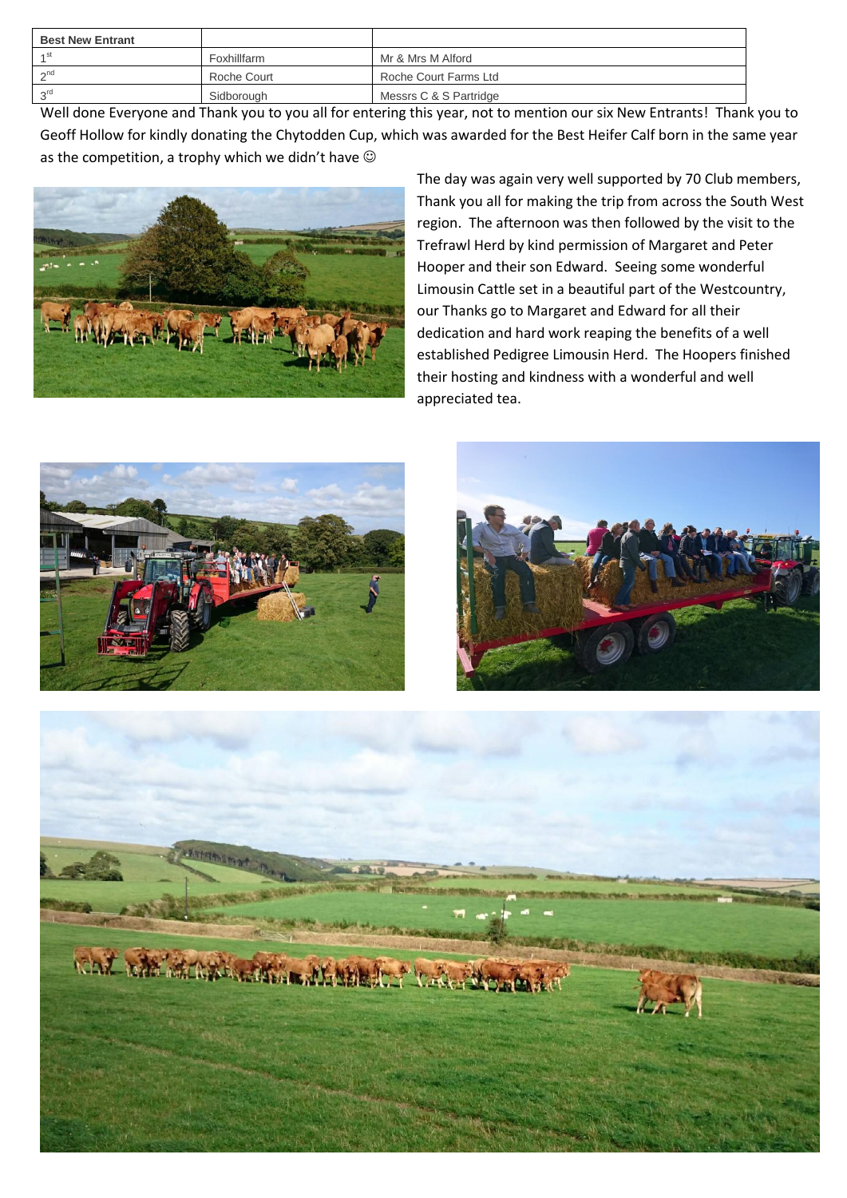| Best New Entrant | | |
|---|---|---|
| 1st | Foxhillfarm | Mr & Mrs M Alford |
| 2nd | Roche Court | Roche Court Farms Ltd |
| 3rd | Sidborough | Messrs C & S Partridge |

Well done Everyone and Thank you to you all for entering this year, not to mention our six New Entrants! Thank you to Geoff Hollow for kindly donating the Chytodden Cup, which was awarded for the Best Heifer Calf born in the same year as the competition, a trophy which we didn't have ☺

The day was again very well supported by 70 Club members, Thank you all for making the trip from across the South West region. The afternoon was then followed by the visit to the Trefrawl Herd by kind permission of Margaret and Peter Hooper and their son Edward. Seeing some wonderful Limousin Cattle set in a beautiful part of the Westcountry, our Thanks go to Margaret and Edward for all their dedication and hard work reaping the benefits of a well established Pedigree Limousin Herd. The Hoopers finished their hosting and kindness with a wonderful and well appreciated tea.